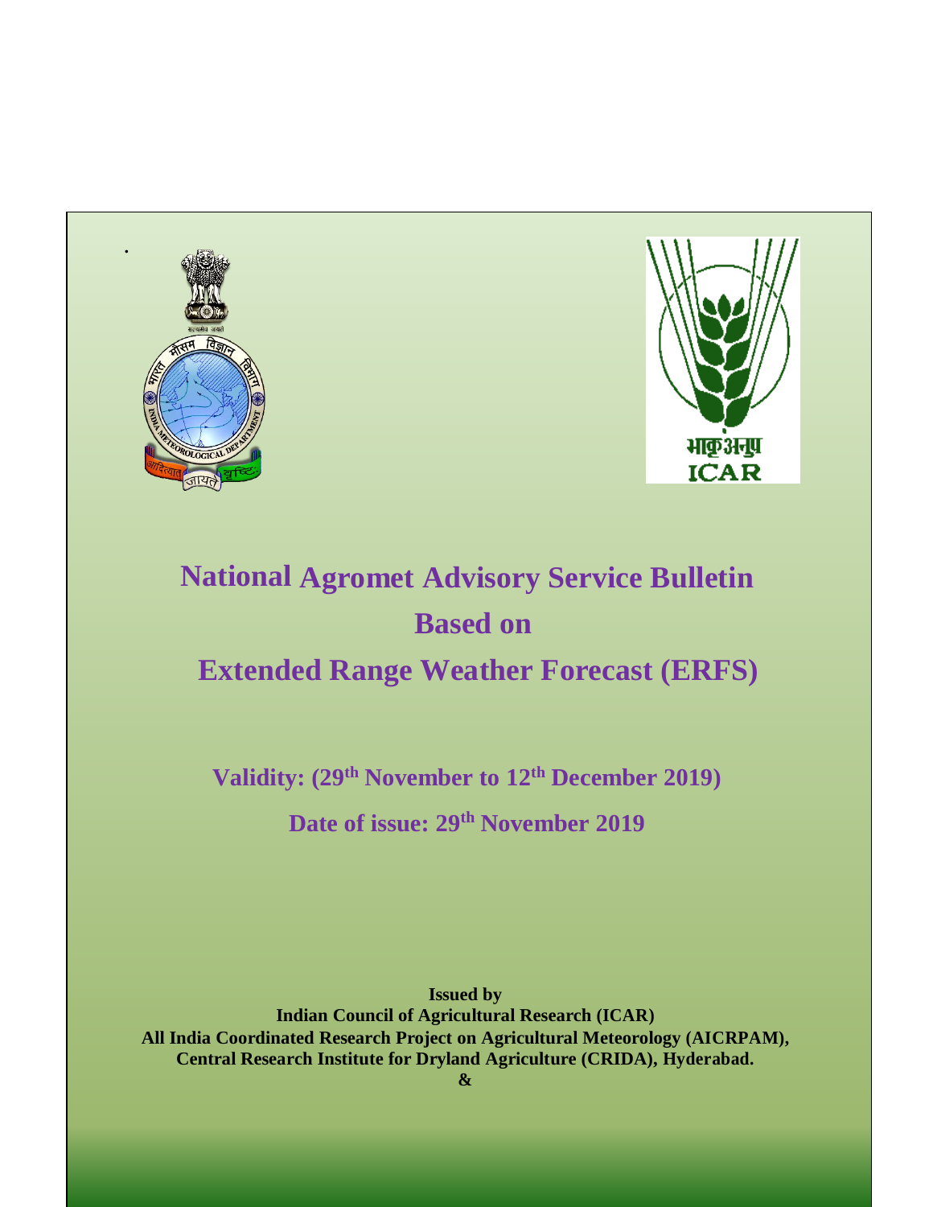# National Agromet Advisory Service Bulletin Based on Extended Range Weather Forecast (ERFS)

**Validity: (29th November to 12th December 2019)**

**Date of issue: 29th November 2019**

**Issued by**
**Indian Council of Agricultural Research (ICAR)**
**All India Coordinated Research Project on Agricultural Meteorology (AICRPAM),**
**Central Research Institute for Dryland Agriculture (CRIDA), Hyderabad.**
**&**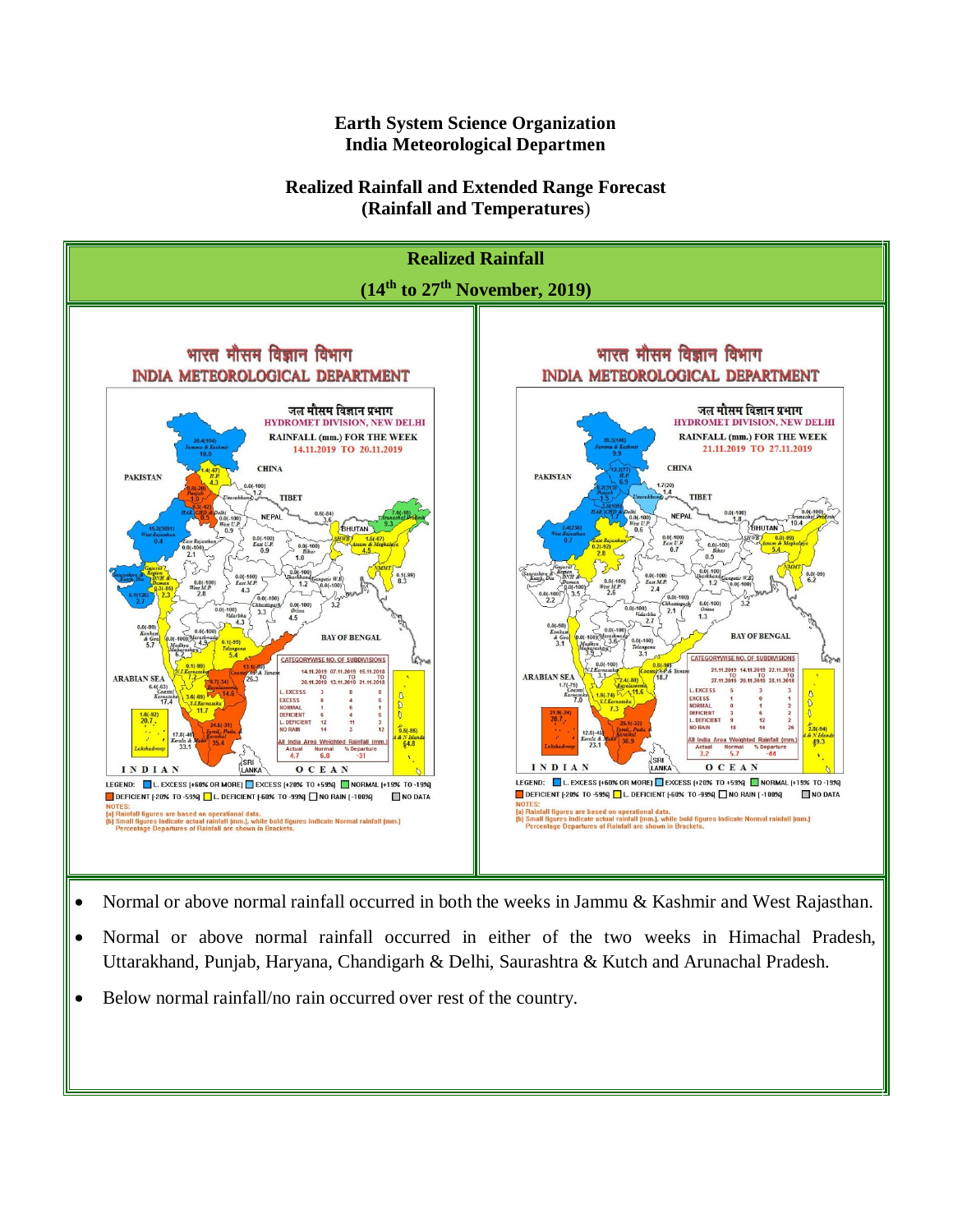**Earth System Science Organization**
**India Meteorological Departmen**

**Realized Rainfall and Extended Range Forecast**
**(Rainfall and Temperatures)**

## Realized Rainfall

### (14th to 27th November, 2019)

- Normal or above normal rainfall occurred in both the weeks in Jammu & Kashmir and West Rajasthan.
- Normal or above normal rainfall occurred in either of the two weeks in Himachal Pradesh, Uttarakhand, Punjab, Haryana, Chandigarh & Delhi, Saurashtra & Kutch and Arunachal Pradesh.
- Below normal rainfall/no rain occurred over rest of the country.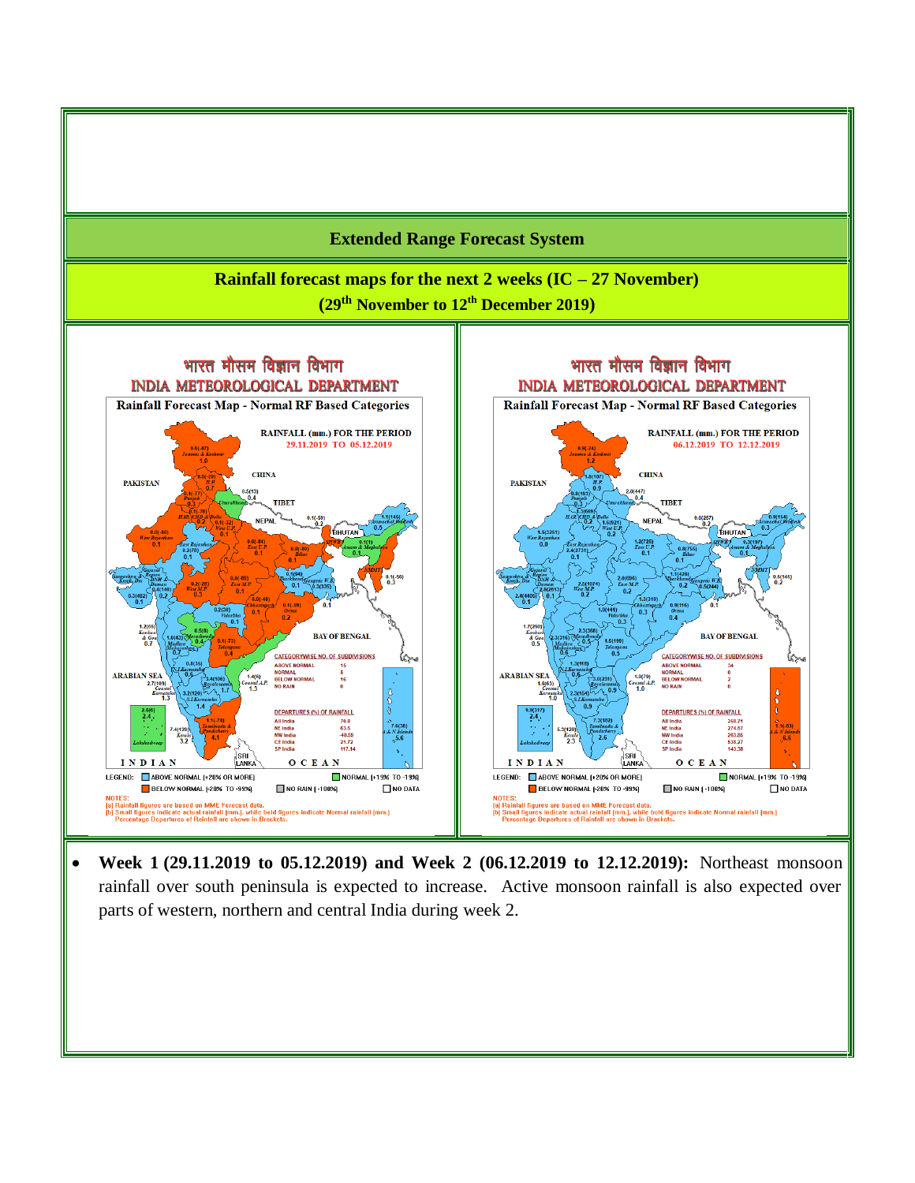## Extended Range Forecast System

### Rainfall forecast maps for the next 2 weeks (IC – 27 November)

### (29th November to 12th December 2019)

- **Week 1 (29.11.2019 to 05.12.2019) and Week 2 (06.12.2019 to 12.12.2019):** Northeast monsoon rainfall over south peninsula is expected to increase. Active monsoon rainfall is also expected over parts of western, northern and central India during week 2.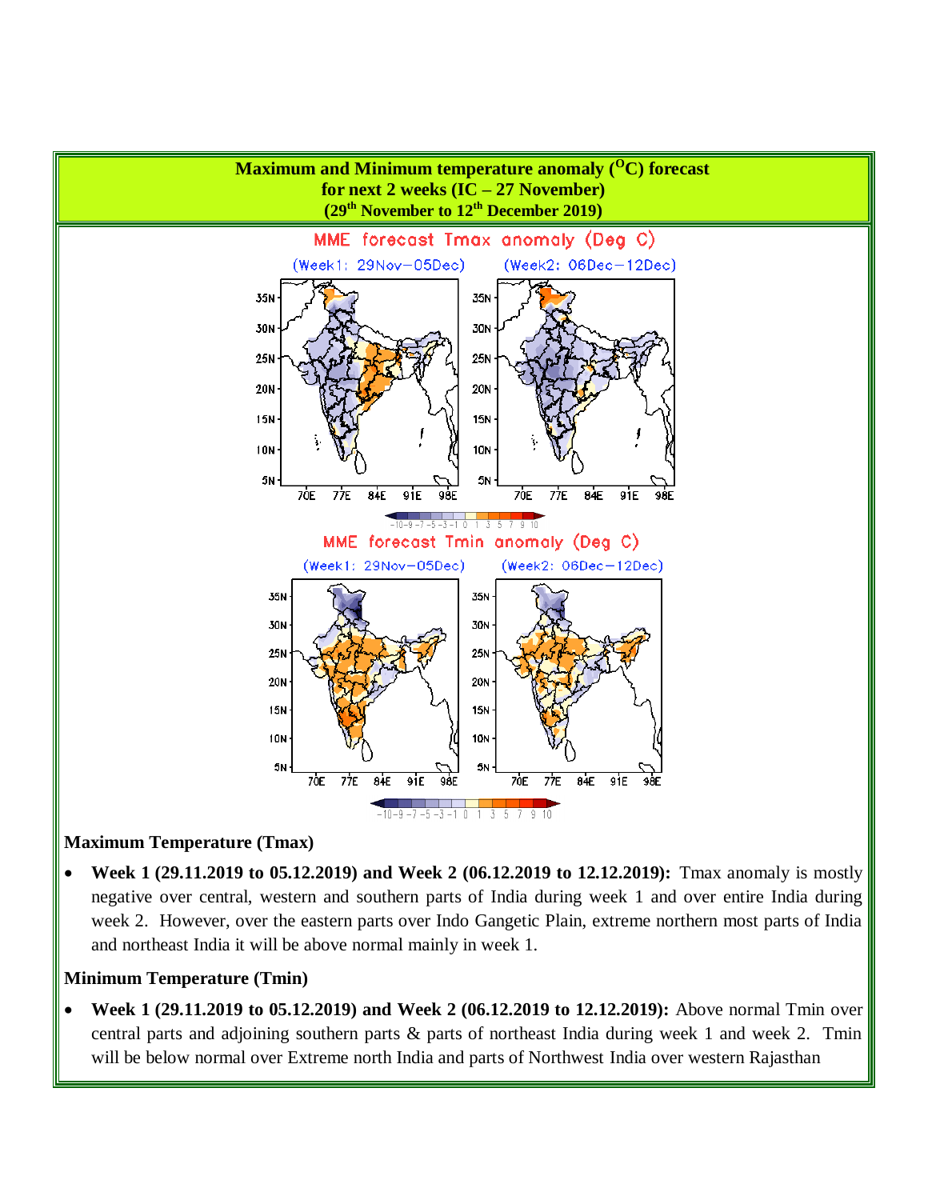**Maximum and Minimum temperature anomaly ($^{O}$C) forecast for next 2 weeks (IC – 27 November) (29$^{th}$ November to 12$^{th}$ December 2019)**

**Maximum Temperature (Tmax)**

- **Week 1 (29.11.2019 to 05.12.2019) and Week 2 (06.12.2019 to 12.12.2019):** Tmax anomaly is mostly negative over central, western and southern parts of India during week 1 and over entire India during week 2. However, over the eastern parts over Indo Gangetic Plain, extreme northern most parts of India and northeast India it will be above normal mainly in week 1.

**Minimum Temperature (Tmin)**

- **Week 1 (29.11.2019 to 05.12.2019) and Week 2 (06.12.2019 to 12.12.2019):** Above normal Tmin over central parts and adjoining southern parts & parts of northeast India during week 1 and week 2. Tmin will be below normal over Extreme north India and parts of Northwest India over western Rajasthan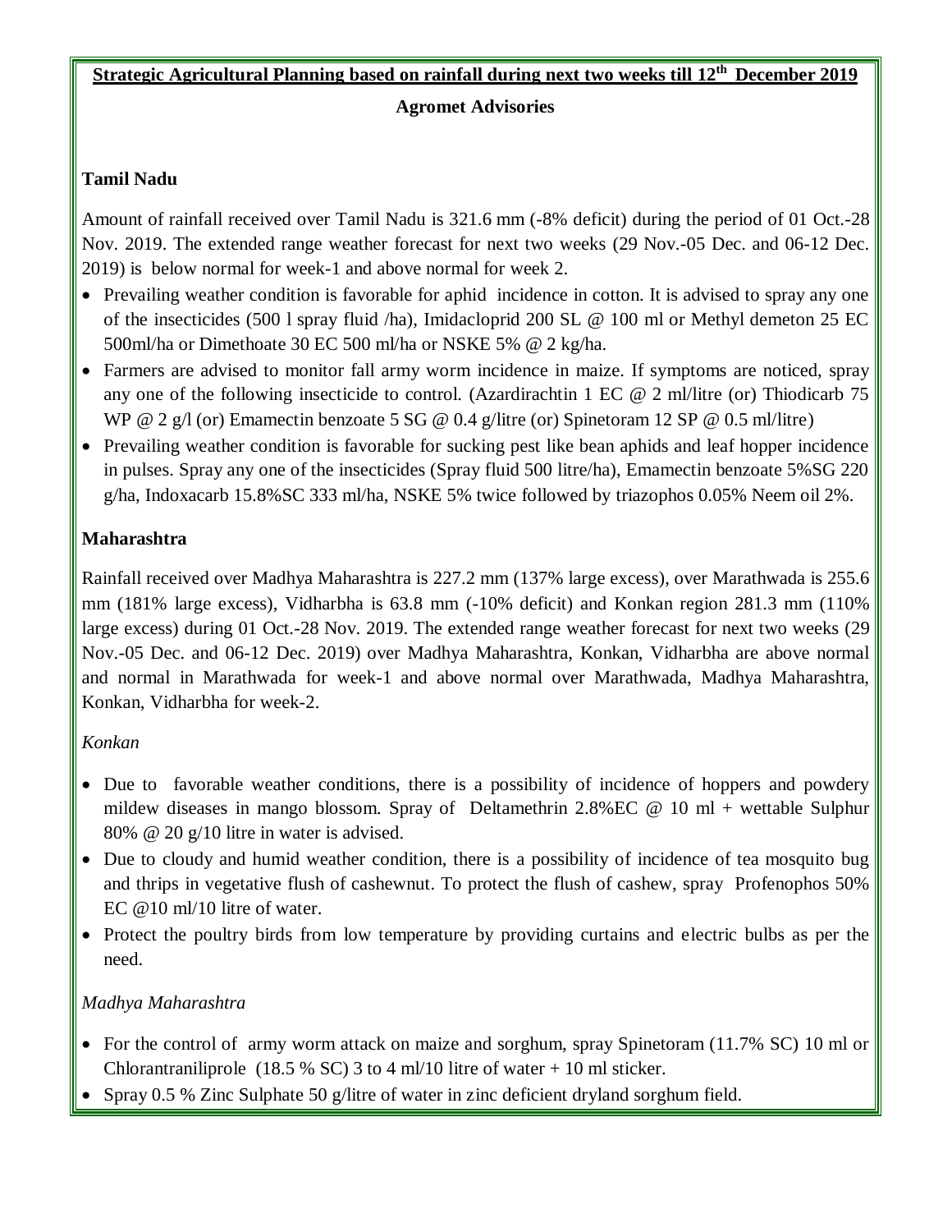**Strategic Agricultural Planning based on rainfall during next two weeks till 12th December 2019**

**Agromet Advisories**

**Tamil Nadu**

Amount of rainfall received over Tamil Nadu is 321.6 mm (-8% deficit) during the period of 01 Oct.-28 Nov. 2019. The extended range weather forecast for next two weeks (29 Nov.-05 Dec. and 06-12 Dec. 2019) is below normal for week-1 and above normal for week 2.

- Prevailing weather condition is favorable for aphid incidence in cotton. It is advised to spray any one of the insecticides (500 l spray fluid /ha), Imidacloprid 200 SL @ 100 ml or Methyl demeton 25 EC 500ml/ha or Dimethoate 30 EC 500 ml/ha or NSKE 5% @ 2 kg/ha.
- Farmers are advised to monitor fall army worm incidence in maize. If symptoms are noticed, spray any one of the following insecticide to control. (Azardirachtin 1 EC @ 2 ml/litre (or) Thiodicarb 75 WP @ 2 g/l (or) Emamectin benzoate 5 SG @ 0.4 g/litre (or) Spinetoram 12 SP @ 0.5 ml/litre)
- Prevailing weather condition is favorable for sucking pest like bean aphids and leaf hopper incidence in pulses. Spray any one of the insecticides (Spray fluid 500 litre/ha), Emamectin benzoate 5%SG 220 g/ha, Indoxacarb 15.8%SC 333 ml/ha, NSKE 5% twice followed by triazophos 0.05% Neem oil 2%.

**Maharashtra**

Rainfall received over Madhya Maharashtra is 227.2 mm (137% large excess), over Marathwada is 255.6 mm (181% large excess), Vidharbha is 63.8 mm (-10% deficit) and Konkan region 281.3 mm (110% large excess) during 01 Oct.-28 Nov. 2019. The extended range weather forecast for next two weeks (29 Nov.-05 Dec. and 06-12 Dec. 2019) over Madhya Maharashtra, Konkan, Vidharbha are above normal and normal in Marathwada for week-1 and above normal over Marathwada, Madhya Maharashtra, Konkan, Vidharbha for week-2.

*Konkan*

- Due to favorable weather conditions, there is a possibility of incidence of hoppers and powdery mildew diseases in mango blossom. Spray of Deltamethrin 2.8%EC @ 10 ml + wettable Sulphur 80% @ 20 g/10 litre in water is advised.
- Due to cloudy and humid weather condition, there is a possibility of incidence of tea mosquito bug and thrips in vegetative flush of cashewnut. To protect the flush of cashew, spray Profenophos 50% EC @10 ml/10 litre of water.
- Protect the poultry birds from low temperature by providing curtains and electric bulbs as per the need.

*Madhya Maharashtra*

- For the control of army worm attack on maize and sorghum, spray Spinetoram (11.7% SC) 10 ml or Chlorantraniliprole (18.5 % SC) 3 to 4 ml/10 litre of water + 10 ml sticker.
- Spray 0.5 % Zinc Sulphate 50 g/litre of water in zinc deficient dryland sorghum field.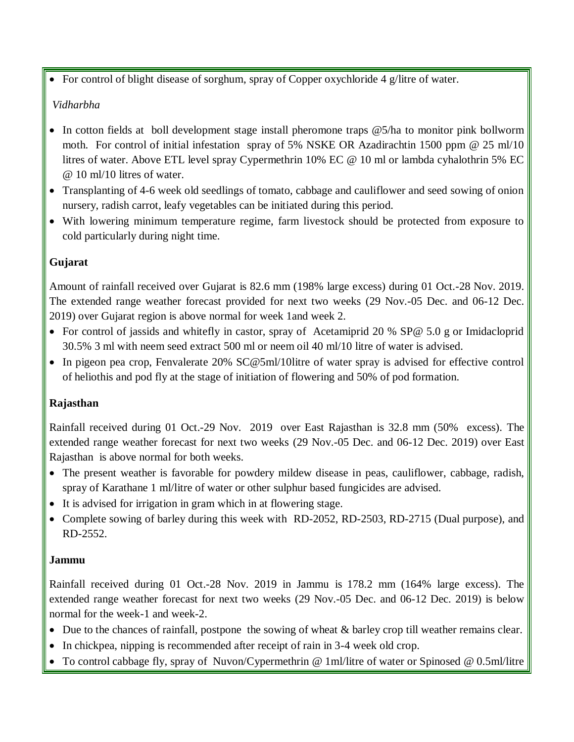- For control of blight disease of sorghum, spray of Copper oxychloride 4 g/litre of water.

*Vidharbha*

- In cotton fields at boll development stage install pheromone traps @5/ha to monitor pink bollworm moth. For control of initial infestation spray of 5% NSKE OR Azadirachtin 1500 ppm @ 25 ml/10 litres of water. Above ETL level spray Cypermethrin 10% EC @ 10 ml or lambda cyhalothrin 5% EC @ 10 ml/10 litres of water.
- Transplanting of 4-6 week old seedlings of tomato, cabbage and cauliflower and seed sowing of onion nursery, radish carrot, leafy vegetables can be initiated during this period.
- With lowering minimum temperature regime, farm livestock should be protected from exposure to cold particularly during night time.

**Gujarat**

Amount of rainfall received over Gujarat is 82.6 mm (198% large excess) during 01 Oct.-28 Nov. 2019. The extended range weather forecast provided for next two weeks (29 Nov.-05 Dec. and 06-12 Dec. 2019) over Gujarat region is above normal for week 1and week 2.

- For control of jassids and whitefly in castor, spray of Acetamiprid 20 % SP@ 5.0 g or Imidacloprid 30.5% 3 ml with neem seed extract 500 ml or neem oil 40 ml/10 litre of water is advised.
- In pigeon pea crop, Fenvalerate 20% SC@5ml/10litre of water spray is advised for effective control of heliothis and pod fly at the stage of initiation of flowering and 50% of pod formation.

**Rajasthan**

Rainfall received during 01 Oct.-29 Nov. 2019 over East Rajasthan is 32.8 mm (50% excess). The extended range weather forecast for next two weeks (29 Nov.-05 Dec. and 06-12 Dec. 2019) over East Rajasthan is above normal for both weeks.

- The present weather is favorable for powdery mildew disease in peas, cauliflower, cabbage, radish, spray of Karathane 1 ml/litre of water or other sulphur based fungicides are advised.
- It is advised for irrigation in gram which in at flowering stage.
- Complete sowing of barley during this week with RD-2052, RD-2503, RD-2715 (Dual purpose), and RD-2552.

**Jammu**

Rainfall received during 01 Oct.-28 Nov. 2019 in Jammu is 178.2 mm (164% large excess). The extended range weather forecast for next two weeks (29 Nov.-05 Dec. and 06-12 Dec. 2019) is below normal for the week-1 and week-2.

- Due to the chances of rainfall, postpone the sowing of wheat & barley crop till weather remains clear.
- In chickpea, nipping is recommended after receipt of rain in 3-4 week old crop.
- To control cabbage fly, spray of Nuvon/Cypermethrin @ 1ml/litre of water or Spinosed @ 0.5ml/litre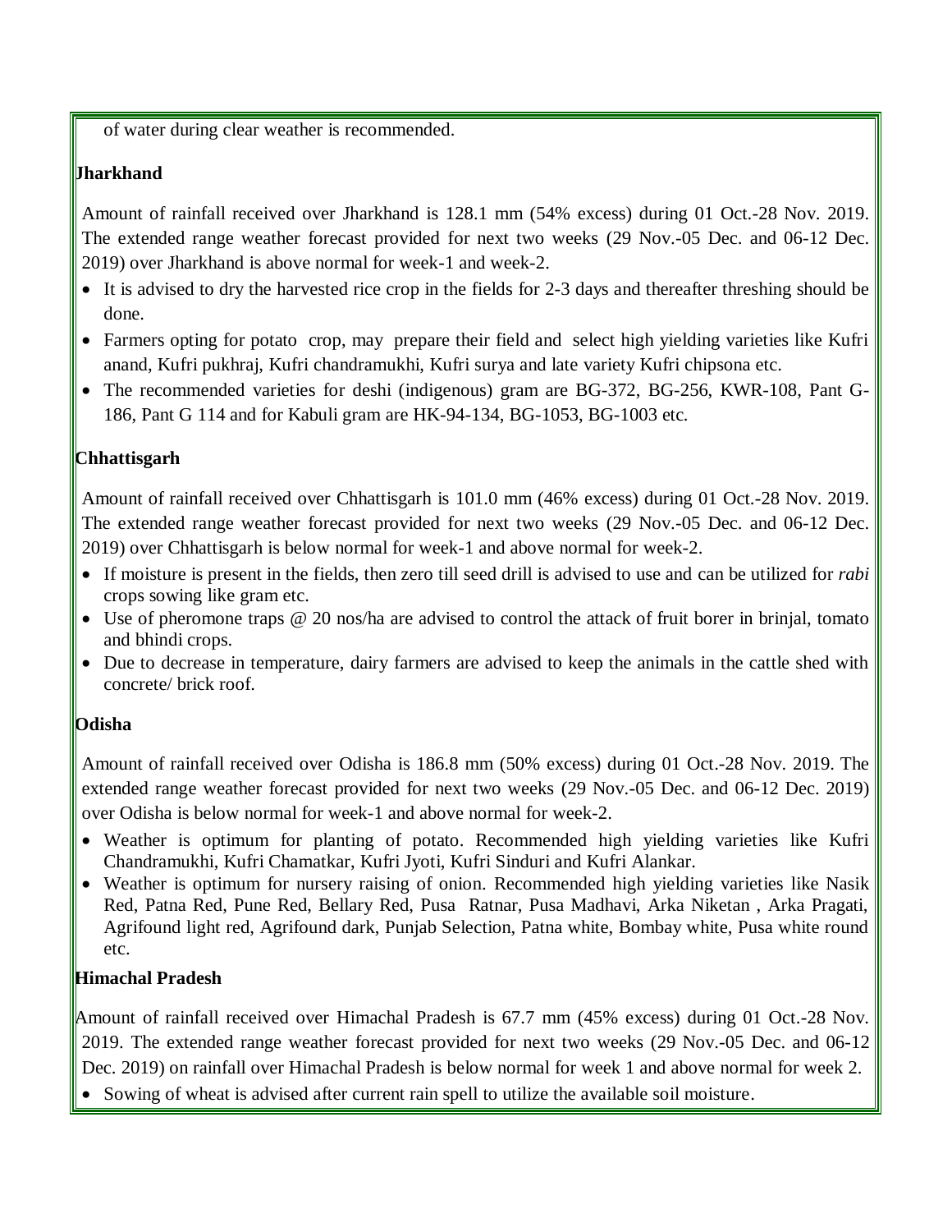of water during clear weather is recommended.

**Jharkhand**

Amount of rainfall received over Jharkhand is 128.1 mm (54% excess) during 01 Oct.-28 Nov. 2019. The extended range weather forecast provided for next two weeks (29 Nov.-05 Dec. and 06-12 Dec. 2019) over Jharkhand is above normal for week-1 and week-2.

- It is advised to dry the harvested rice crop in the fields for 2-3 days and thereafter threshing should be done.
- Farmers opting for potato crop, may prepare their field and select high yielding varieties like Kufri anand, Kufri pukhraj, Kufri chandramukhi, Kufri surya and late variety Kufri chipsona etc.
- The recommended varieties for deshi (indigenous) gram are BG-372, BG-256, KWR-108, Pant G-186, Pant G 114 and for Kabuli gram are HK-94-134, BG-1053, BG-1003 etc.

**Chhattisgarh**

Amount of rainfall received over Chhattisgarh is 101.0 mm (46% excess) during 01 Oct.-28 Nov. 2019. The extended range weather forecast provided for next two weeks (29 Nov.-05 Dec. and 06-12 Dec. 2019) over Chhattisgarh is below normal for week-1 and above normal for week-2.

- If moisture is present in the fields, then zero till seed drill is advised to use and can be utilized for *rabi* crops sowing like gram etc.
- Use of pheromone traps @ 20 nos/ha are advised to control the attack of fruit borer in brinjal, tomato and bhindi crops.
- Due to decrease in temperature, dairy farmers are advised to keep the animals in the cattle shed with concrete/ brick roof.

**Odisha**

Amount of rainfall received over Odisha is 186.8 mm (50% excess) during 01 Oct.-28 Nov. 2019. The extended range weather forecast provided for next two weeks (29 Nov.-05 Dec. and 06-12 Dec. 2019) over Odisha is below normal for week-1 and above normal for week-2.

- Weather is optimum for planting of potato. Recommended high yielding varieties like Kufri Chandramukhi, Kufri Chamatkar, Kufri Jyoti, Kufri Sinduri and Kufri Alankar.
- Weather is optimum for nursery raising of onion. Recommended high yielding varieties like Nasik Red, Patna Red, Pune Red, Bellary Red, Pusa Ratnar, Pusa Madhavi, Arka Niketan , Arka Pragati, Agrifound light red, Agrifound dark, Punjab Selection, Patna white, Bombay white, Pusa white round etc.

**Himachal Pradesh**

Amount of rainfall received over Himachal Pradesh is 67.7 mm (45% excess) during 01 Oct.-28 Nov. 2019. The extended range weather forecast provided for next two weeks (29 Nov.-05 Dec. and 06-12 Dec. 2019) on rainfall over Himachal Pradesh is below normal for week 1 and above normal for week 2.

- Sowing of wheat is advised after current rain spell to utilize the available soil moisture.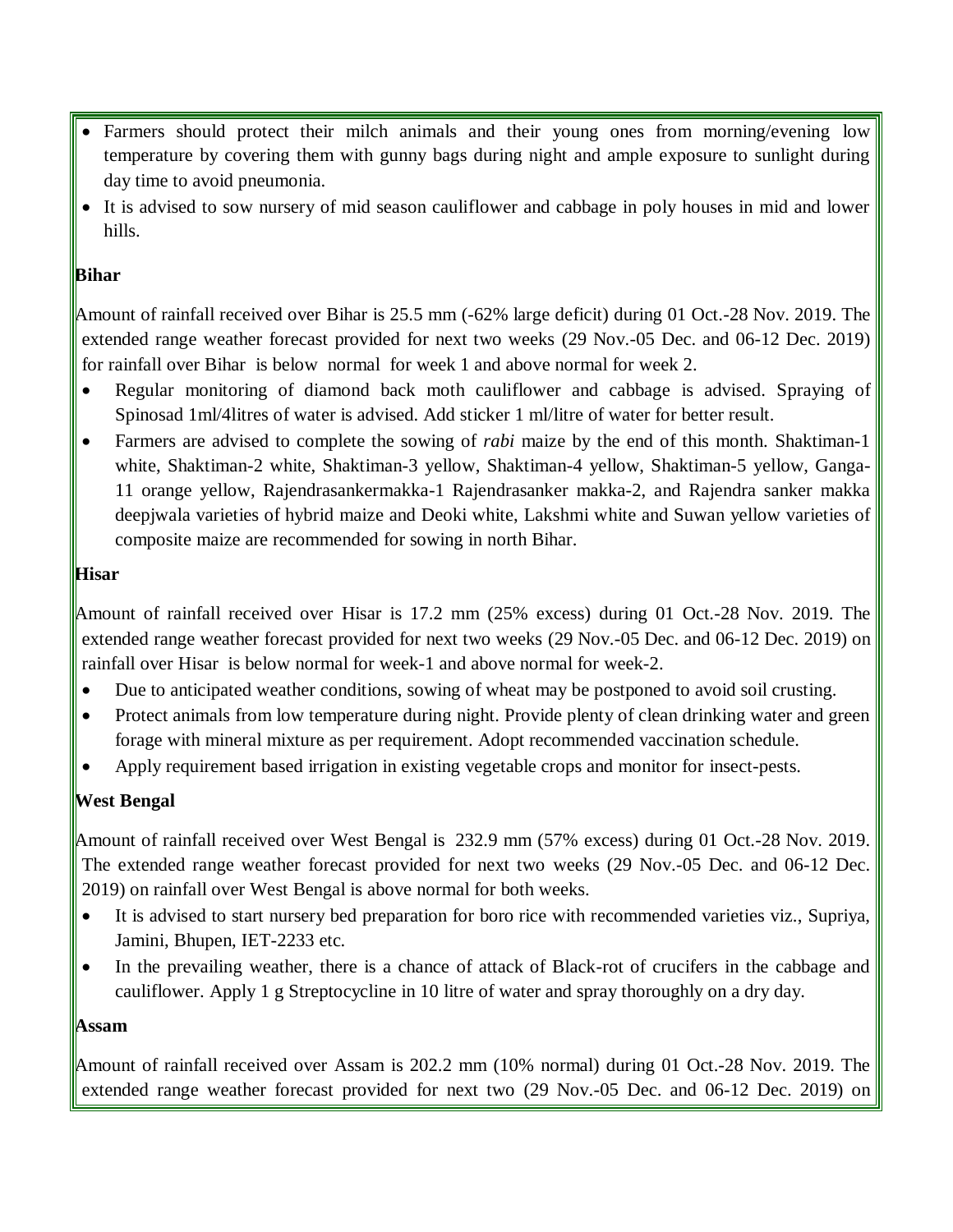- Farmers should protect their milch animals and their young ones from morning/evening low temperature by covering them with gunny bags during night and ample exposure to sunlight during day time to avoid pneumonia.
- It is advised to sow nursery of mid season cauliflower and cabbage in poly houses in mid and lower hills.

**Bihar**

Amount of rainfall received over Bihar is 25.5 mm (-62% large deficit) during 01 Oct.-28 Nov. 2019. The extended range weather forecast provided for next two weeks (29 Nov.-05 Dec. and 06-12 Dec. 2019) for rainfall over Bihar is below normal for week 1 and above normal for week 2.

- Regular monitoring of diamond back moth cauliflower and cabbage is advised. Spraying of Spinosad 1ml/4litres of water is advised. Add sticker 1 ml/litre of water for better result.
- Farmers are advised to complete the sowing of *rabi* maize by the end of this month. Shaktiman-1 white, Shaktiman-2 white, Shaktiman-3 yellow, Shaktiman-4 yellow, Shaktiman-5 yellow, Ganga-11 orange yellow, Rajendrasankermakka-1 Rajendrasanker makka-2, and Rajendra sanker makka deepjwala varieties of hybrid maize and Deoki white, Lakshmi white and Suwan yellow varieties of composite maize are recommended for sowing in north Bihar.

**Hisar**

Amount of rainfall received over Hisar is 17.2 mm (25% excess) during 01 Oct.-28 Nov. 2019. The extended range weather forecast provided for next two weeks (29 Nov.-05 Dec. and 06-12 Dec. 2019) on rainfall over Hisar is below normal for week-1 and above normal for week-2.

- Due to anticipated weather conditions, sowing of wheat may be postponed to avoid soil crusting.
- Protect animals from low temperature during night. Provide plenty of clean drinking water and green forage with mineral mixture as per requirement. Adopt recommended vaccination schedule.
- Apply requirement based irrigation in existing vegetable crops and monitor for insect-pests.

**West Bengal**

Amount of rainfall received over West Bengal is 232.9 mm (57% excess) during 01 Oct.-28 Nov. 2019. The extended range weather forecast provided for next two weeks (29 Nov.-05 Dec. and 06-12 Dec. 2019) on rainfall over West Bengal is above normal for both weeks.

- It is advised to start nursery bed preparation for boro rice with recommended varieties viz., Supriya, Jamini, Bhupen, IET-2233 etc.
- In the prevailing weather, there is a chance of attack of Black-rot of crucifers in the cabbage and cauliflower. Apply 1 g Streptocycline in 10 litre of water and spray thoroughly on a dry day.

**Assam**

Amount of rainfall received over Assam is 202.2 mm (10% normal) during 01 Oct.-28 Nov. 2019. The extended range weather forecast provided for next two (29 Nov.-05 Dec. and 06-12 Dec. 2019) on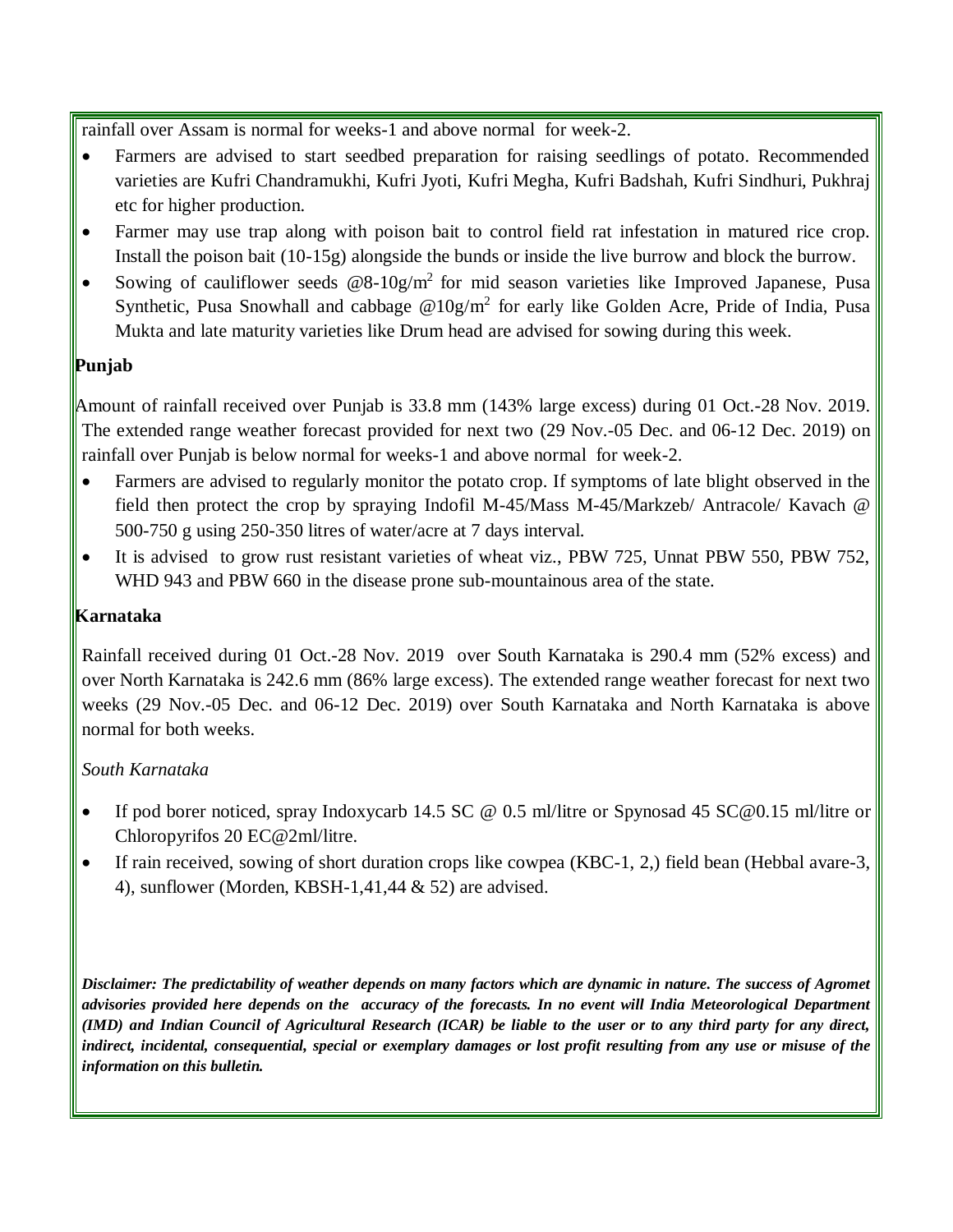rainfall over Assam is normal for weeks-1 and above normal for week-2.

- Farmers are advised to start seedbed preparation for raising seedlings of potato. Recommended varieties are Kufri Chandramukhi, Kufri Jyoti, Kufri Megha, Kufri Badshah, Kufri Sindhuri, Pukhraj etc for higher production.
- Farmer may use trap along with poison bait to control field rat infestation in matured rice crop. Install the poison bait (10-15g) alongside the bunds or inside the live burrow and block the burrow.
- Sowing of cauliflower seeds @8-10g/$m^2$ for mid season varieties like Improved Japanese, Pusa Synthetic, Pusa Snowhall and cabbage @10g/$m^2$ for early like Golden Acre, Pride of India, Pusa Mukta and late maturity varieties like Drum head are advised for sowing during this week.

**Punjab**

Amount of rainfall received over Punjab is 33.8 mm (143% large excess) during 01 Oct.-28 Nov. 2019. The extended range weather forecast provided for next two (29 Nov.-05 Dec. and 06-12 Dec. 2019) on rainfall over Punjab is below normal for weeks-1 and above normal for week-2.

- Farmers are advised to regularly monitor the potato crop. If symptoms of late blight observed in the field then protect the crop by spraying Indofil M-45/Mass M-45/Markzeb/ Antracole/ Kavach @ 500-750 g using 250-350 litres of water/acre at 7 days interval.
- It is advised to grow rust resistant varieties of wheat viz., PBW 725, Unnat PBW 550, PBW 752, WHD 943 and PBW 660 in the disease prone sub-mountainous area of the state.

**Karnataka**

Rainfall received during 01 Oct.-28 Nov. 2019 over South Karnataka is 290.4 mm (52% excess) and over North Karnataka is 242.6 mm (86% large excess). The extended range weather forecast for next two weeks (29 Nov.-05 Dec. and 06-12 Dec. 2019) over South Karnataka and North Karnataka is above normal for both weeks.

*South Karnataka*

- If pod borer noticed, spray Indoxycarb 14.5 SC @ 0.5 ml/litre or Spynosad 45 SC@0.15 ml/litre or Chloropyrifos 20 EC@2ml/litre.
- If rain received, sowing of short duration crops like cowpea (KBC-1, 2,) field bean (Hebbal avare-3, 4), sunflower (Morden, KBSH-1,41,44 & 52) are advised.

***Disclaimer: The predictability of weather depends on many factors which are dynamic in nature. The success of Agromet advisories provided here depends on the accuracy of the forecasts. In no event will India Meteorological Department (IMD) and Indian Council of Agricultural Research (ICAR) be liable to the user or to any third party for any direct, indirect, incidental, consequential, special or exemplary damages or lost profit resulting from any use or misuse of the information on this bulletin.***